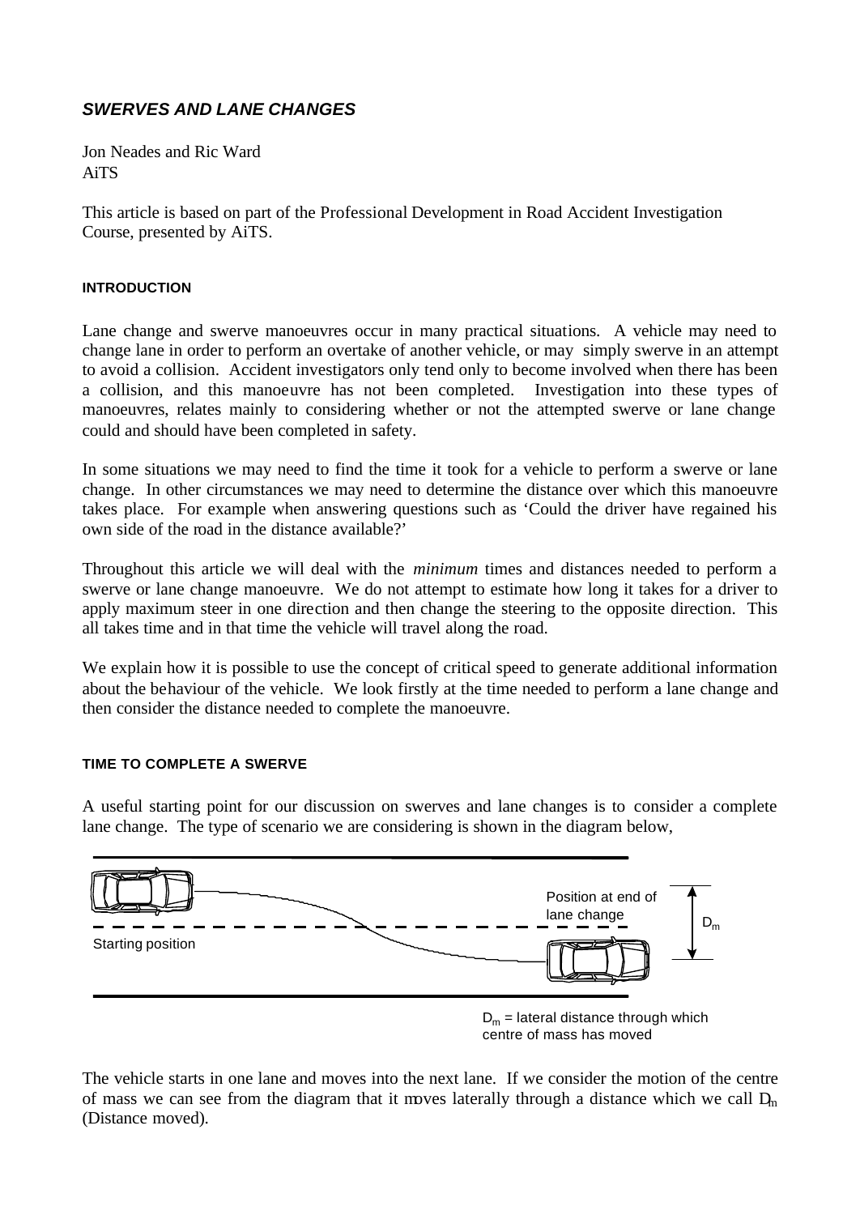## *SWERVES AND LANE CHANGES*

Jon Neades and Ric Ward
AiTS

This article is based on part of the Professional Development in Road Accident Investigation Course, presented by AiTS.

#### INTRODUCTION

Lane change and swerve manoeuvres occur in many practical situations. A vehicle may need to change lane in order to perform an overtake of another vehicle, or may simply swerve in an attempt to avoid a collision. Accident investigators only tend only to become involved when there has been a collision, and this manoeuvre has not been completed. Investigation into these types of manoeuvres, relates mainly to considering whether or not the attempted swerve or lane change could and should have been completed in safety.

In some situations we may need to find the time it took for a vehicle to perform a swerve or lane change. In other circumstances we may need to determine the distance over which this manoeuvre takes place. For example when answering questions such as 'Could the driver have regained his own side of the road in the distance available?'

Throughout this article we will deal with the *minimum* times and distances needed to perform a swerve or lane change manoeuvre. We do not attempt to estimate how long it takes for a driver to apply maximum steer in one direction and then change the steering to the opposite direction. This all takes time and in that time the vehicle will travel along the road.

We explain how it is possible to use the concept of critical speed to generate additional information about the behaviour of the vehicle. We look firstly at the time needed to perform a lane change and then consider the distance needed to complete the manoeuvre.

#### TIME TO COMPLETE A SWERVE

A useful starting point for our discussion on swerves and lane changes is to consider a complete lane change. The type of scenario we are considering is shown in the diagram below,

Starting position

Position at end of lane change

$D_m$

$D_m$ = lateral distance through which centre of mass has moved

The vehicle starts in one lane and moves into the next lane. If we consider the motion of the centre of mass we can see from the diagram that it moves laterally through a distance which we call $D_m$ (Distance moved).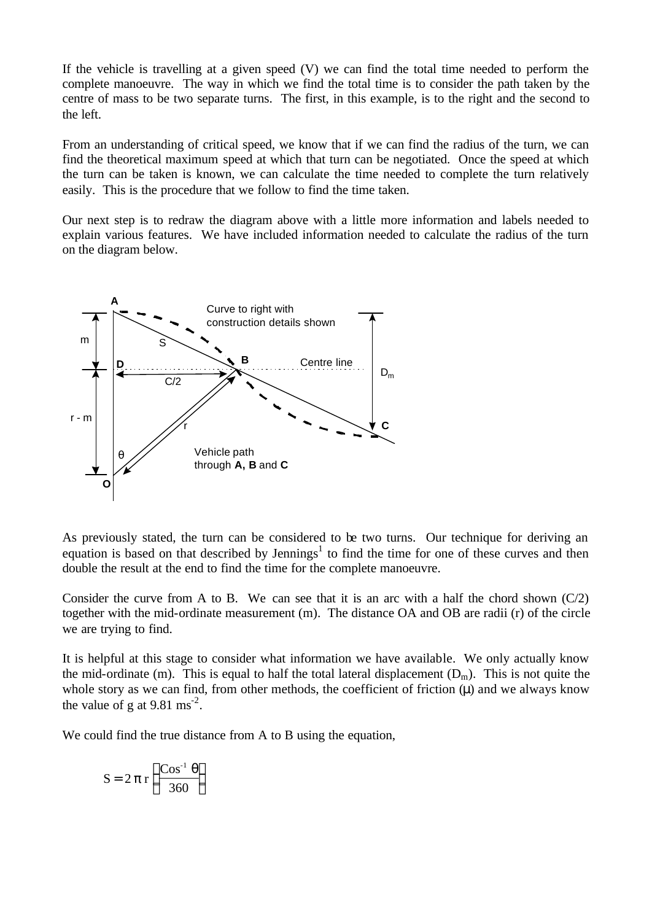If the vehicle is travelling at a given speed (V) we can find the total time needed to perform the complete manoeuvre. The way in which we find the total time is to consider the path taken by the centre of mass to be two separate turns. The first, in this example, is to the right and the second to the left.

From an understanding of critical speed, we know that if we can find the radius of the turn, we can find the theoretical maximum speed at which that turn can be negotiated. Once the speed at which the turn can be taken is known, we can calculate the time needed to complete the turn relatively easily. This is the procedure that we follow to find the time taken.

Our next step is to redraw the diagram above with a little more information and labels needed to explain various features. We have included information needed to calculate the radius of the turn on the diagram below.

As previously stated, the turn can be considered to be two turns. Our technique for deriving an equation is based on that described by Jennings[1] to find the time for one of these curves and then double the result at the end to find the time for the complete manoeuvre.

Consider the curve from A to B. We can see that it is an arc with a half the chord shown (C/2) together with the mid-ordinate measurement (m). The distance OA and OB are radii (r) of the circle we are trying to find.

It is helpful at this stage to consider what information we have available. We only actually know the mid-ordinate (m). This is equal to half the total lateral displacement ($D_m$). This is not quite the whole story as we can find, from other methods, the coefficient of friction ($\mu$) and we always know the value of g at 9.81 $ms^{-2}$.

We could find the true distance from A to B using the equation,

$$S = 2\pi r \left(\frac{\text{Cos}^{-1}\theta}{360}\right)$$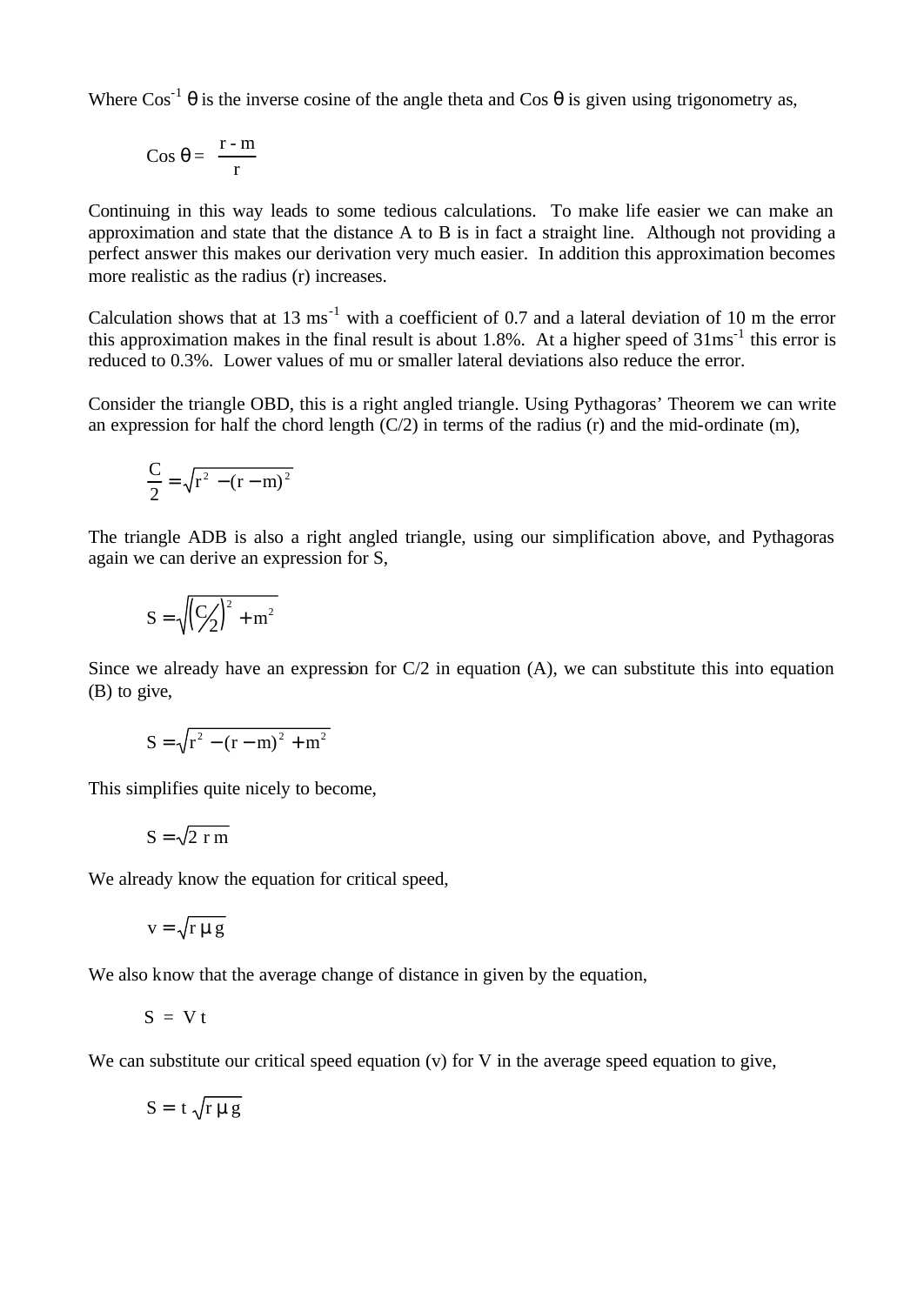Where $\cos^{-1}\theta$ is the inverse cosine of the angle theta and $\cos\theta$ is given using trigonometry as,

$$\cos\theta = \frac{r - m}{r}$$

Continuing in this way leads to some tedious calculations. To make life easier we can make an approximation and state that the distance A to B is in fact a straight line. Although not providing a perfect answer this makes our derivation very much easier. In addition this approximation becomes more realistic as the radius (r) increases.

Calculation shows that at 13 $ms^{-1}$ with a coefficient of 0.7 and a lateral deviation of 10 m the error this approximation makes in the final result is about 1.8%. At a higher speed of 31$ms^{-1}$ this error is reduced to 0.3%. Lower values of mu or smaller lateral deviations also reduce the error.

Consider the triangle OBD, this is a right angled triangle. Using Pythagoras' Theorem we can write an expression for half the chord length (C/2) in terms of the radius (r) and the mid-ordinate (m),

$$\frac{C}{2} = \sqrt{r^2 - (r - m)^2}$$

The triangle ADB is also a right angled triangle, using our simplification above, and Pythagoras again we can derive an expression for S,

$$S = \sqrt{\left(C/2\right)^2 + m^2}$$

Since we already have an expression for C/2 in equation (A), we can substitute this into equation (B) to give,

$$S = \sqrt{r^2 - (r - m)^2 + m^2}$$

This simplifies quite nicely to become,

$$S = \sqrt{2\,r\,m}$$

We already know the equation for critical speed,

$$v = \sqrt{r\,\mu\,g}$$

We also know that the average change of distance in given by the equation,

$$S = V\,t$$

We can substitute our critical speed equation (v) for V in the average speed equation to give,

$$S = t\,\sqrt{r\,\mu\,g}$$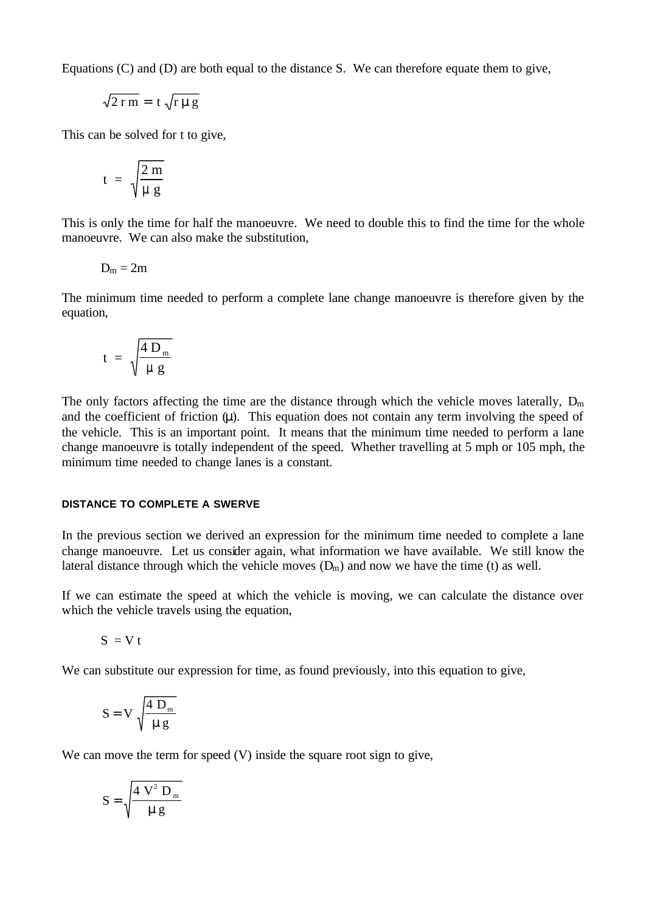Equations (C) and (D) are both equal to the distance S. We can therefore equate them to give,

$$\sqrt{2\,r\,m} = t\,\sqrt{r\,\mu\,g}$$

This can be solved for t to give,

$$t = \sqrt{\frac{2\,m}{\mu\,g}}$$

This is only the time for half the manoeuvre. We need to double this to find the time for the whole manoeuvre. We can also make the substitution,

$$D_m = 2m$$

The minimum time needed to perform a complete lane change manoeuvre is therefore given by the equation,

$$t = \sqrt{\frac{4\,D_m}{\mu\,g}}$$

The only factors affecting the time are the distance through which the vehicle moves laterally, $D_m$ and the coefficient of friction ($\mu$). This equation does not contain any term involving the speed of the vehicle. This is an important point. It means that the minimum time needed to perform a lane change manoeuvre is totally independent of the speed. Whether travelling at 5 mph or 105 mph, the minimum time needed to change lanes is a constant.

## DISTANCE TO COMPLETE A SWERVE

In the previous section we derived an expression for the minimum time needed to complete a lane change manoeuvre. Let us consider again, what information we have available. We still know the lateral distance through which the vehicle moves ($D_m$) and now we have the time (t) as well.

If we can estimate the speed at which the vehicle is moving, we can calculate the distance over which the vehicle travels using the equation,

$$S = V\,t$$

We can substitute our expression for time, as found previously, into this equation to give,

$$S = V\,\sqrt{\frac{4\,D_m}{\mu\,g}}$$

We can move the term for speed (V) inside the square root sign to give,

$$S = \sqrt{\frac{4\,V^2\,D_m}{\mu\,g}}$$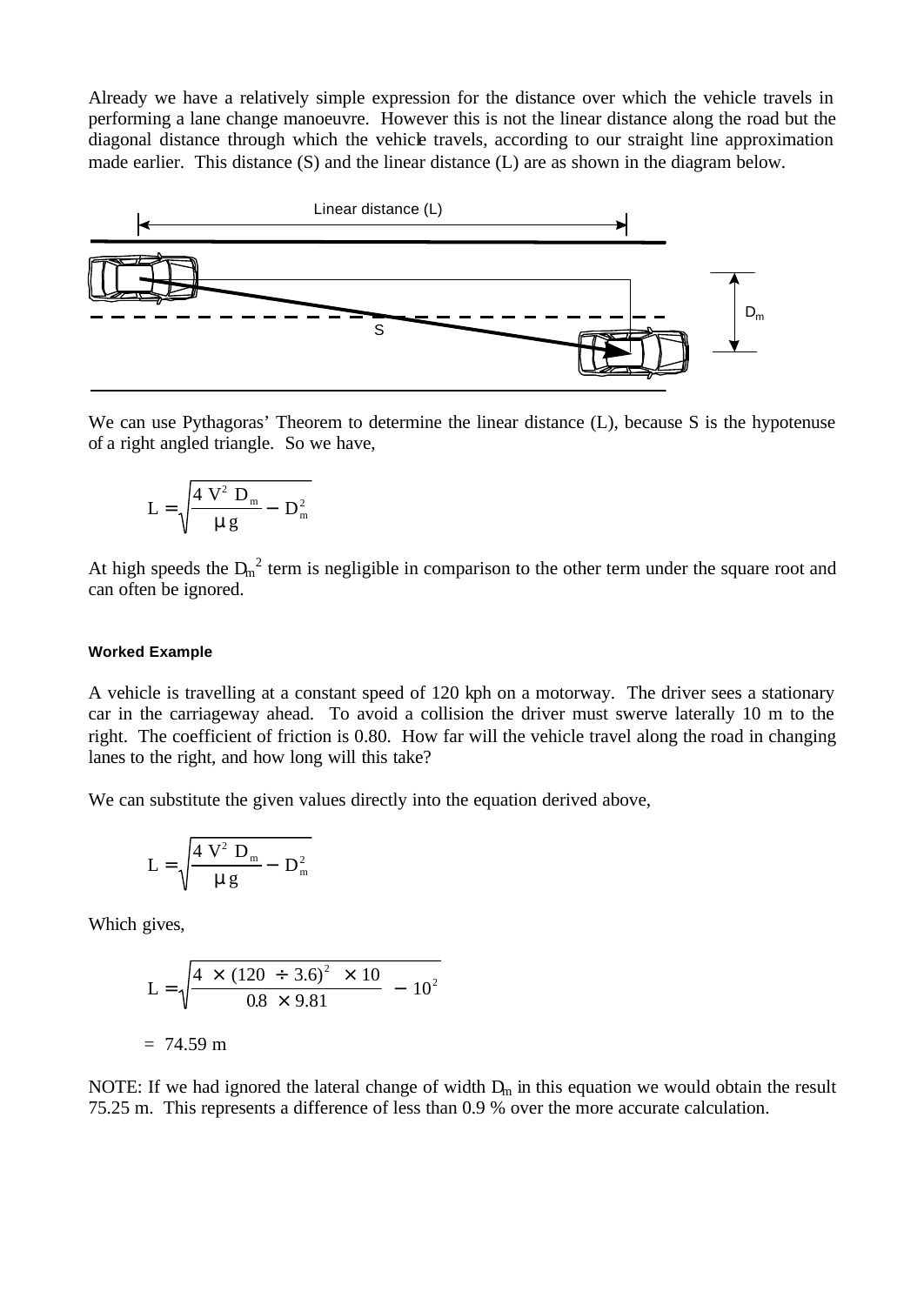Already we have a relatively simple expression for the distance over which the vehicle travels in performing a lane change manoeuvre. However this is not the linear distance along the road but the diagonal distance through which the vehicle travels, according to our straight line approximation made earlier. This distance (S) and the linear distance (L) are as shown in the diagram below.

We can use Pythagoras' Theorem to determine the linear distance (L), because S is the hypotenuse of a right angled triangle. So we have,

$$L = \sqrt{\frac{4\ V^2\ D_m}{\mu\, g} - D_m^2}$$

At high speeds the $D_m^2$ term is negligible in comparison to the other term under the square root and can often be ignored.

#### Worked Example

A vehicle is travelling at a constant speed of 120 kph on a motorway. The driver sees a stationary car in the carriageway ahead. To avoid a collision the driver must swerve laterally 10 m to the right. The coefficient of friction is 0.80. How far will the vehicle travel along the road in changing lanes to the right, and how long will this take?

We can substitute the given values directly into the equation derived above,

$$L = \sqrt{\frac{4\ V^2\ D_m}{\mu\, g} - D_m^2}$$

Which gives,

$$L = \sqrt{\frac{4\ \times (120\ \div 3.6)^2\ \times 10}{0.8\ \times 9.81}\ - 10^2}$$

$$= 74.59 \text{ m}$$

NOTE: If we had ignored the lateral change of width $D_m$ in this equation we would obtain the result 75.25 m. This represents a difference of less than 0.9 % over the more accurate calculation.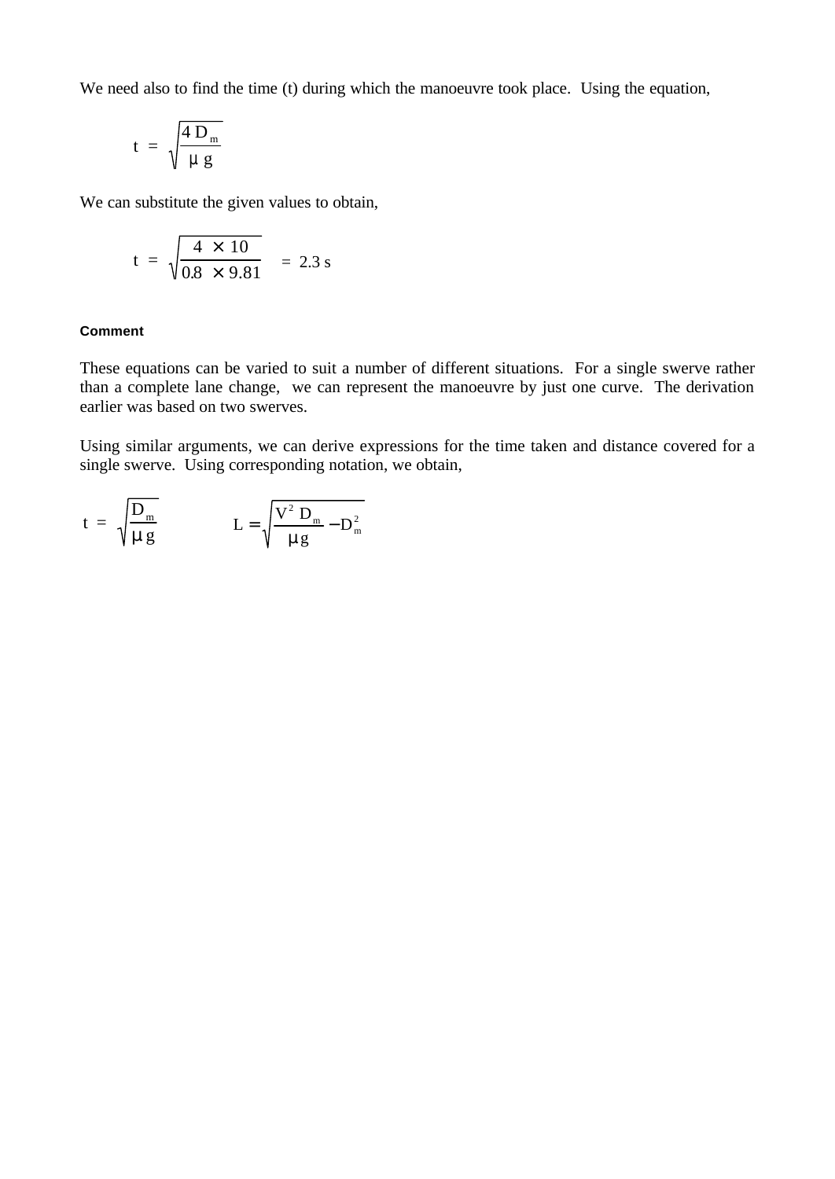We need also to find the time (t) during which the manoeuvre took place. Using the equation,

$$t = \sqrt{\frac{4\,D_m}{\mu\,g}}$$

We can substitute the given values to obtain,

$$t = \sqrt{\frac{4 \times 10}{0.8 \times 9.81}} = 2.3 \text{ s}$$

**Comment**

These equations can be varied to suit a number of different situations. For a single swerve rather than a complete lane change, we can represent the manoeuvre by just one curve. The derivation earlier was based on two swerves.

Using similar arguments, we can derive expressions for the time taken and distance covered for a single swerve. Using corresponding notation, we obtain,

$$t = \sqrt{\frac{D_m}{\mu g}} \qquad\qquad L = \sqrt{\frac{V^2\,D_m}{\mu g} - D_m^2}$$